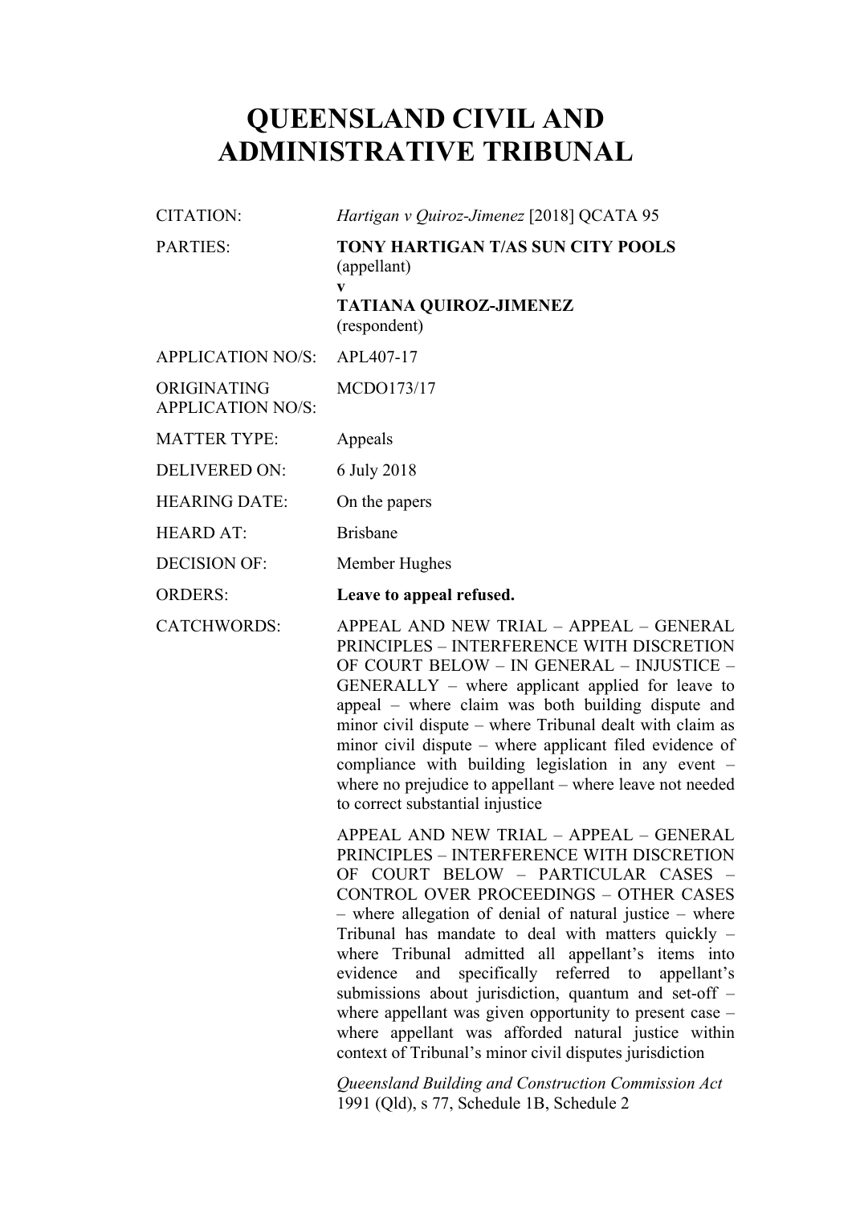# QUEENSLAND CIVIL AND ADMINISTRATIVE TRIBUNAL

| | |
|---|---|
| CITATION: | *Hartigan v Quiroz-Jimenez* [2018] QCATA 95 |
| PARTIES: | **TONY HARTIGAN T/AS SUN CITY POOLS** (appellant) **v** **TATIANA QUIROZ-JIMENEZ** (respondent) |
| APPLICATION NO/S: | APL407-17 |
| ORIGINATING APPLICATION NO/S: | MCDO173/17 |
| MATTER TYPE: | Appeals |
| DELIVERED ON: | 6 July 2018 |
| HEARING DATE: | On the papers |
| HEARD AT: | Brisbane |
| DECISION OF: | Member Hughes |
| ORDERS: | **Leave to appeal refused.** |
| CATCHWORDS: | APPEAL AND NEW TRIAL – APPEAL – GENERAL PRINCIPLES – INTERFERENCE WITH DISCRETION OF COURT BELOW – IN GENERAL – INJUSTICE – GENERALLY – where applicant applied for leave to appeal – where claim was both building dispute and minor civil dispute – where Tribunal dealt with claim as minor civil dispute – where applicant filed evidence of compliance with building legislation in any event – where no prejudice to appellant – where leave not needed to correct substantial injustice<br><br>APPEAL AND NEW TRIAL – APPEAL – GENERAL PRINCIPLES – INTERFERENCE WITH DISCRETION OF COURT BELOW – PARTICULAR CASES – CONTROL OVER PROCEEDINGS – OTHER CASES – where allegation of denial of natural justice – where Tribunal has mandate to deal with matters quickly – where Tribunal admitted all appellant's items into evidence and specifically referred to appellant's submissions about jurisdiction, quantum and set-off – where appellant was given opportunity to present case – where appellant was afforded natural justice within context of Tribunal's minor civil disputes jurisdiction<br><br>*Queensland Building and Construction Commission Act* 1991 (Qld), s 77, Schedule 1B, Schedule 2 |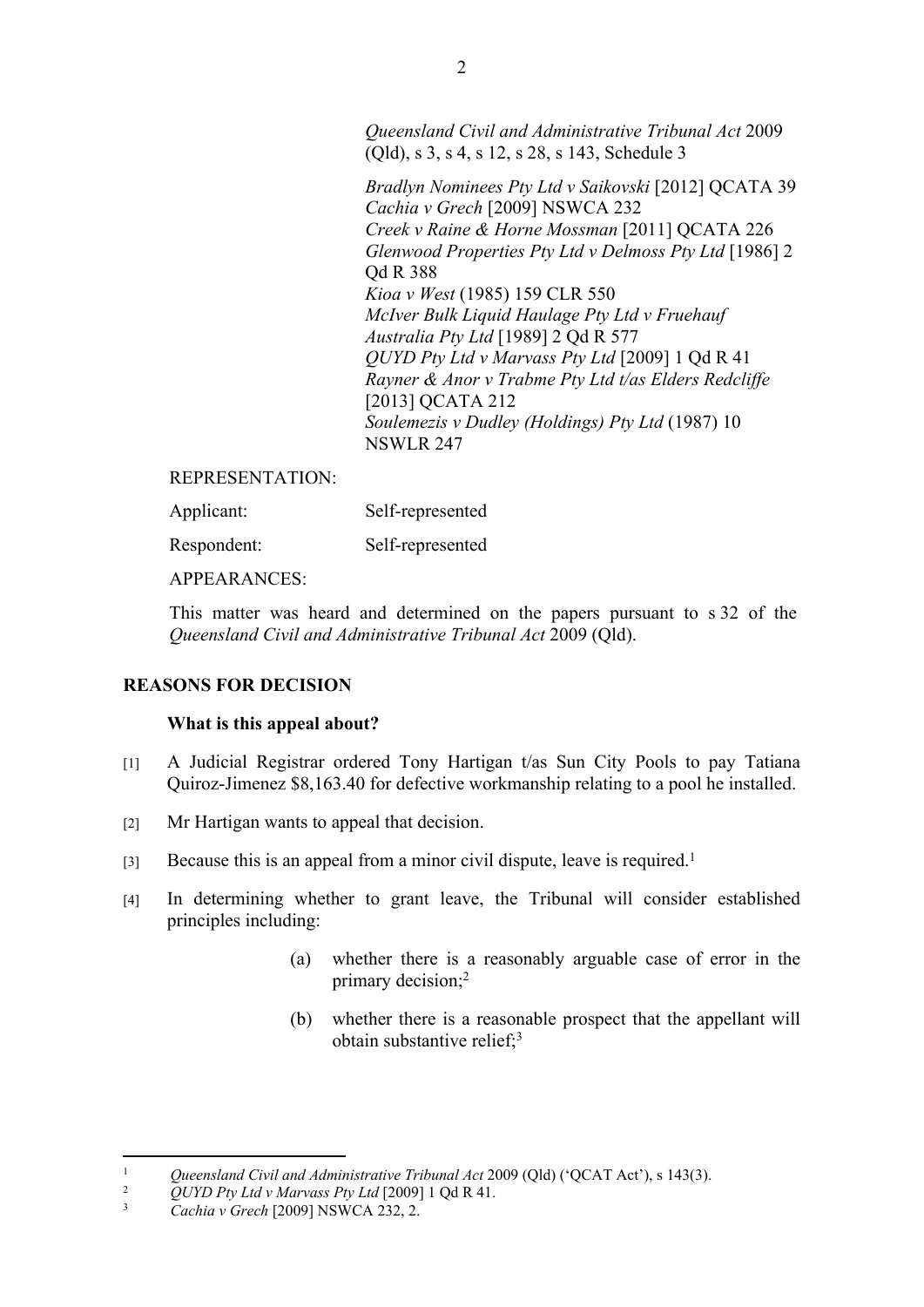*Queensland Civil and Administrative Tribunal Act* 2009 (Qld), s 3, s 4, s 12, s 28, s 143, Schedule 3

*Bradlyn Nominees Pty Ltd v Saikovski* [2012] QCATA 39
*Cachia v Grech* [2009] NSWCA 232
*Creek v Raine & Horne Mossman* [2011] QCATA 226
*Glenwood Properties Pty Ltd v Delmoss Pty Ltd* [1986] 2 Qd R 388
*Kioa v West* (1985) 159 CLR 550
*McIver Bulk Liquid Haulage Pty Ltd v Fruehauf Australia Pty Ltd* [1989] 2 Qd R 577
*QUYD Pty Ltd v Marvass Pty Ltd* [2009] 1 Qd R 41
*Rayner & Anor v Trabme Pty Ltd t/as Elders Redcliffe* [2013] QCATA 212
*Soulemezis v Dudley (Holdings) Pty Ltd* (1987) 10 NSWLR 247

REPRESENTATION:

| | |
|---|---|
| Applicant: | Self-represented |
| Respondent: | Self-represented |

APPEARANCES:

This matter was heard and determined on the papers pursuant to s 32 of the *Queensland Civil and Administrative Tribunal Act* 2009 (Qld).

## REASONS FOR DECISION

### What is this appeal about?

[1] A Judicial Registrar ordered Tony Hartigan t/as Sun City Pools to pay Tatiana Quiroz-Jimenez $8,163.40 for defective workmanship relating to a pool he installed.

[2] Mr Hartigan wants to appeal that decision.

[3] Because this is an appeal from a minor civil dispute, leave is required.[1]

[4] In determining whether to grant leave, the Tribunal will consider established principles including:

> (a) whether there is a reasonably arguable case of error in the primary decision;[2]
>
> (b) whether there is a reasonable prospect that the appellant will obtain substantive relief;[3]

---

[1] *Queensland Civil and Administrative Tribunal Act* 2009 (Qld) ('QCAT Act'), s 143(3).

[2] *QUYD Pty Ltd v Marvass Pty Ltd* [2009] 1 Qd R 41.

[3] *Cachia v Grech* [2009] NSWCA 232, 2.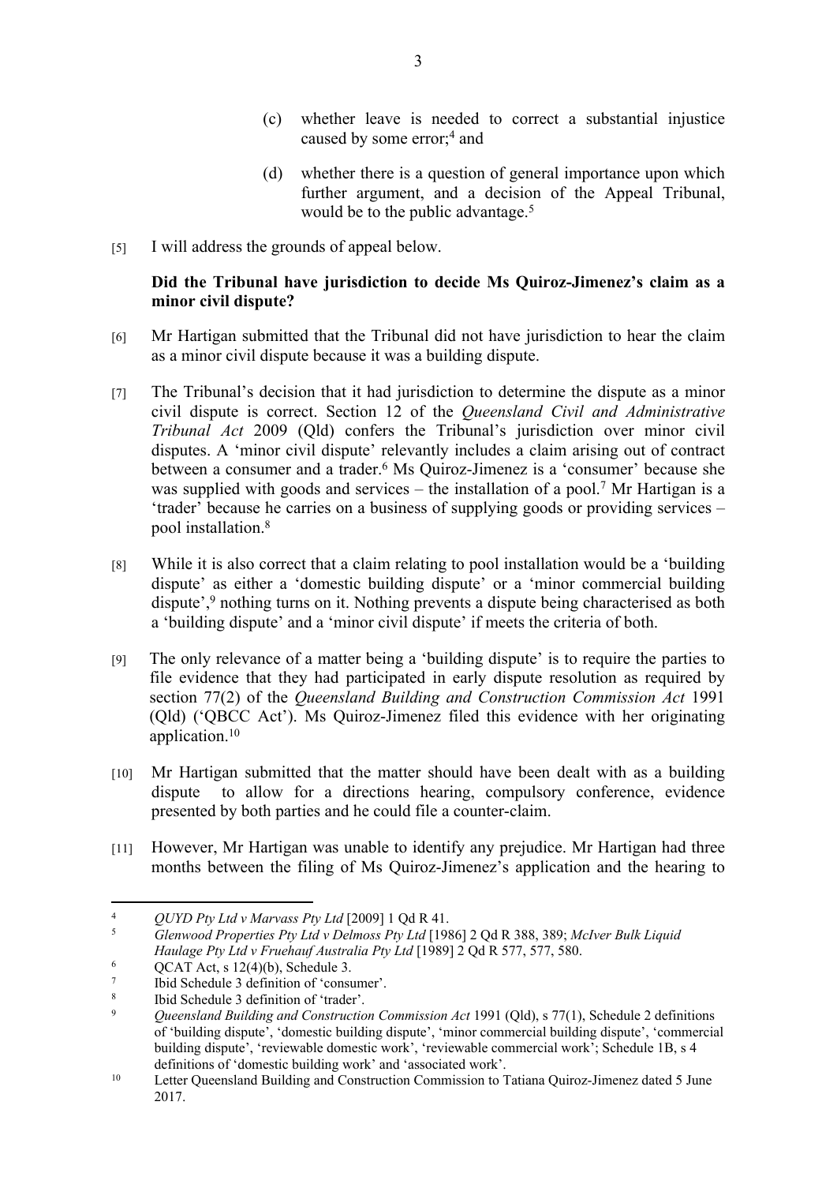(c) whether leave is needed to correct a substantial injustice caused by some error;[4] and

(d) whether there is a question of general importance upon which further argument, and a decision of the Appeal Tribunal, would be to the public advantage.[5]

[5] I will address the grounds of appeal below.

**Did the Tribunal have jurisdiction to decide Ms Quiroz-Jimenez's claim as a minor civil dispute?**

[6] Mr Hartigan submitted that the Tribunal did not have jurisdiction to hear the claim as a minor civil dispute because it was a building dispute.

[7] The Tribunal's decision that it had jurisdiction to determine the dispute as a minor civil dispute is correct. Section 12 of the *Queensland Civil and Administrative Tribunal Act* 2009 (Qld) confers the Tribunal's jurisdiction over minor civil disputes. A 'minor civil dispute' relevantly includes a claim arising out of contract between a consumer and a trader.[6] Ms Quiroz-Jimenez is a 'consumer' because she was supplied with goods and services – the installation of a pool.[7] Mr Hartigan is a 'trader' because he carries on a business of supplying goods or providing services – pool installation.[8]

[8] While it is also correct that a claim relating to pool installation would be a 'building dispute' as either a 'domestic building dispute' or a 'minor commercial building dispute',[9] nothing turns on it. Nothing prevents a dispute being characterised as both a 'building dispute' and a 'minor civil dispute' if meets the criteria of both.

[9] The only relevance of a matter being a 'building dispute' is to require the parties to file evidence that they had participated in early dispute resolution as required by section 77(2) of the *Queensland Building and Construction Commission Act* 1991 (Qld) ('QBCC Act'). Ms Quiroz-Jimenez filed this evidence with her originating application.[10]

[10] Mr Hartigan submitted that the matter should have been dealt with as a building dispute to allow for a directions hearing, compulsory conference, evidence presented by both parties and he could file a counter-claim.

[11] However, Mr Hartigan was unable to identify any prejudice. Mr Hartigan had three months between the filing of Ms Quiroz-Jimenez's application and the hearing to

---

[4] *QUYD Pty Ltd v Marvass Pty Ltd* [2009] 1 Qd R 41.

[5] *Glenwood Properties Pty Ltd v Delmoss Pty Ltd* [1986] 2 Qd R 388, 389; *McIver Bulk Liquid Haulage Pty Ltd v Fruehauf Australia Pty Ltd* [1989] 2 Qd R 577, 577, 580.

[6] QCAT Act, s 12(4)(b), Schedule 3.

[7] Ibid Schedule 3 definition of 'consumer'.

[8] Ibid Schedule 3 definition of 'trader'.

[9] *Queensland Building and Construction Commission Act* 1991 (Qld), s 77(1), Schedule 2 definitions of 'building dispute', 'domestic building dispute', 'minor commercial building dispute', 'commercial building dispute', 'reviewable domestic work', 'reviewable commercial work'; Schedule 1B, s 4 definitions of 'domestic building work' and 'associated work'.

[10] Letter Queensland Building and Construction Commission to Tatiana Quiroz-Jimenez dated 5 June 2017.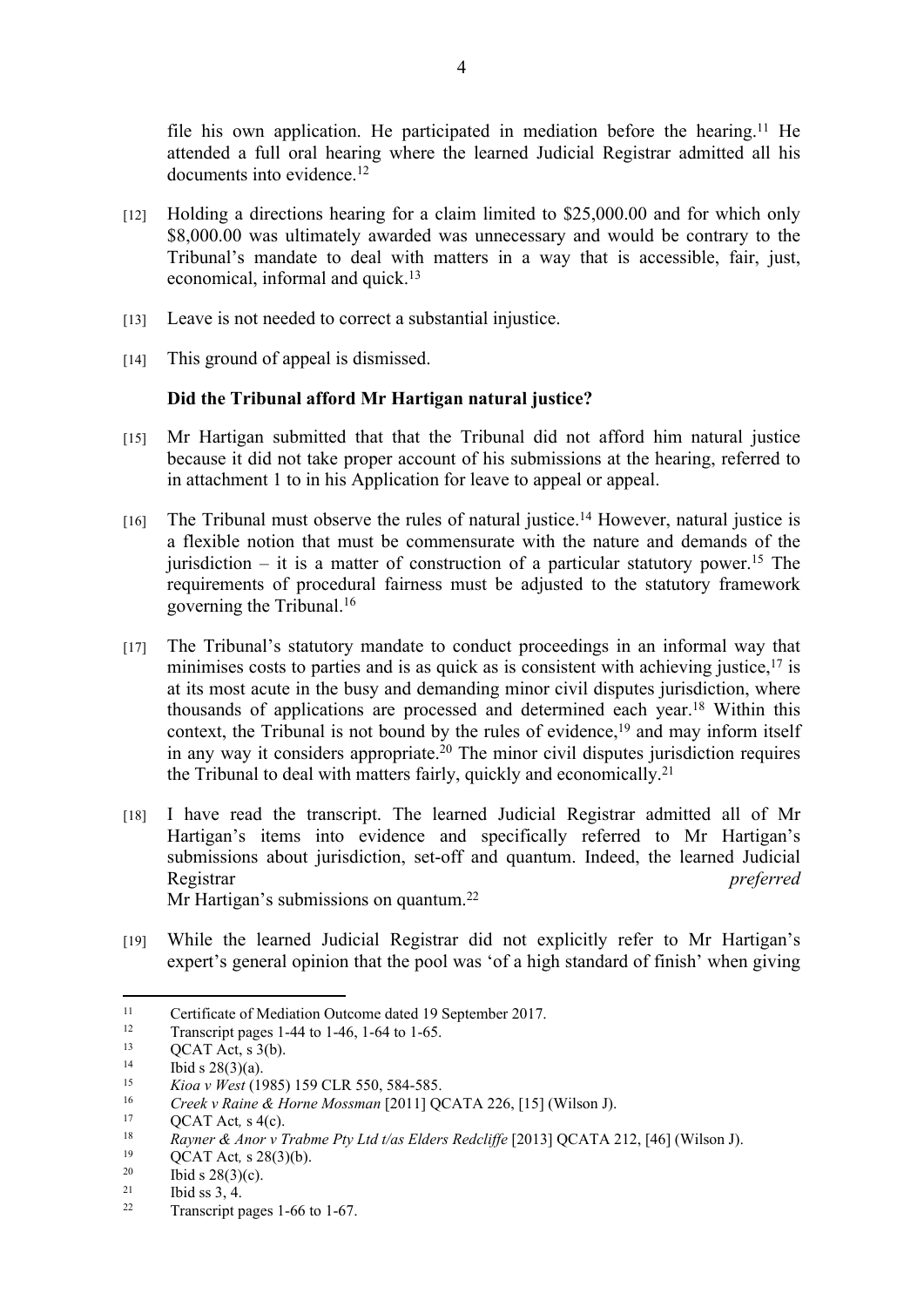file his own application. He participated in mediation before the hearing.[11] He attended a full oral hearing where the learned Judicial Registrar admitted all his documents into evidence.[12]

[12] Holding a directions hearing for a claim limited to $25,000.00 and for which only $8,000.00 was ultimately awarded was unnecessary and would be contrary to the Tribunal's mandate to deal with matters in a way that is accessible, fair, just, economical, informal and quick.[13]

[13] Leave is not needed to correct a substantial injustice.

[14] This ground of appeal is dismissed.

**Did the Tribunal afford Mr Hartigan natural justice?**

[15] Mr Hartigan submitted that that the Tribunal did not afford him natural justice because it did not take proper account of his submissions at the hearing, referred to in attachment 1 to in his Application for leave to appeal or appeal.

[16] The Tribunal must observe the rules of natural justice.[14] However, natural justice is a flexible notion that must be commensurate with the nature and demands of the jurisdiction – it is a matter of construction of a particular statutory power.[15] The requirements of procedural fairness must be adjusted to the statutory framework governing the Tribunal.[16]

[17] The Tribunal's statutory mandate to conduct proceedings in an informal way that minimises costs to parties and is as quick as is consistent with achieving justice,[17] is at its most acute in the busy and demanding minor civil disputes jurisdiction, where thousands of applications are processed and determined each year.[18] Within this context, the Tribunal is not bound by the rules of evidence,[19] and may inform itself in any way it considers appropriate.[20] The minor civil disputes jurisdiction requires the Tribunal to deal with matters fairly, quickly and economically.[21]

[18] I have read the transcript. The learned Judicial Registrar admitted all of Mr Hartigan's items into evidence and specifically referred to Mr Hartigan's submissions about jurisdiction, set-off and quantum. Indeed, the learned Judicial Registrar *preferred* Mr Hartigan's submissions on quantum.[22]

[19] While the learned Judicial Registrar did not explicitly refer to Mr Hartigan's expert's general opinion that the pool was 'of a high standard of finish' when giving

---

[11] Certificate of Mediation Outcome dated 19 September 2017.

[12] Transcript pages 1-44 to 1-46, 1-64 to 1-65.

[13] QCAT Act, s 3(b).

[14] Ibid s 28(3)(a).

[15] *Kioa v West* (1985) 159 CLR 550, 584-585.

[16] *Creek v Raine & Horne Mossman* [2011] QCATA 226, [15] (Wilson J).

[17] QCAT Act*,* s 4(c).

[18] *Rayner & Anor v Trabme Pty Ltd t/as Elders Redcliffe* [2013] QCATA 212, [46] (Wilson J).

[19] QCAT Act*,* s 28(3)(b).

[20] Ibid s 28(3)(c).

[21] Ibid ss 3, 4.

[22] Transcript pages 1-66 to 1-67.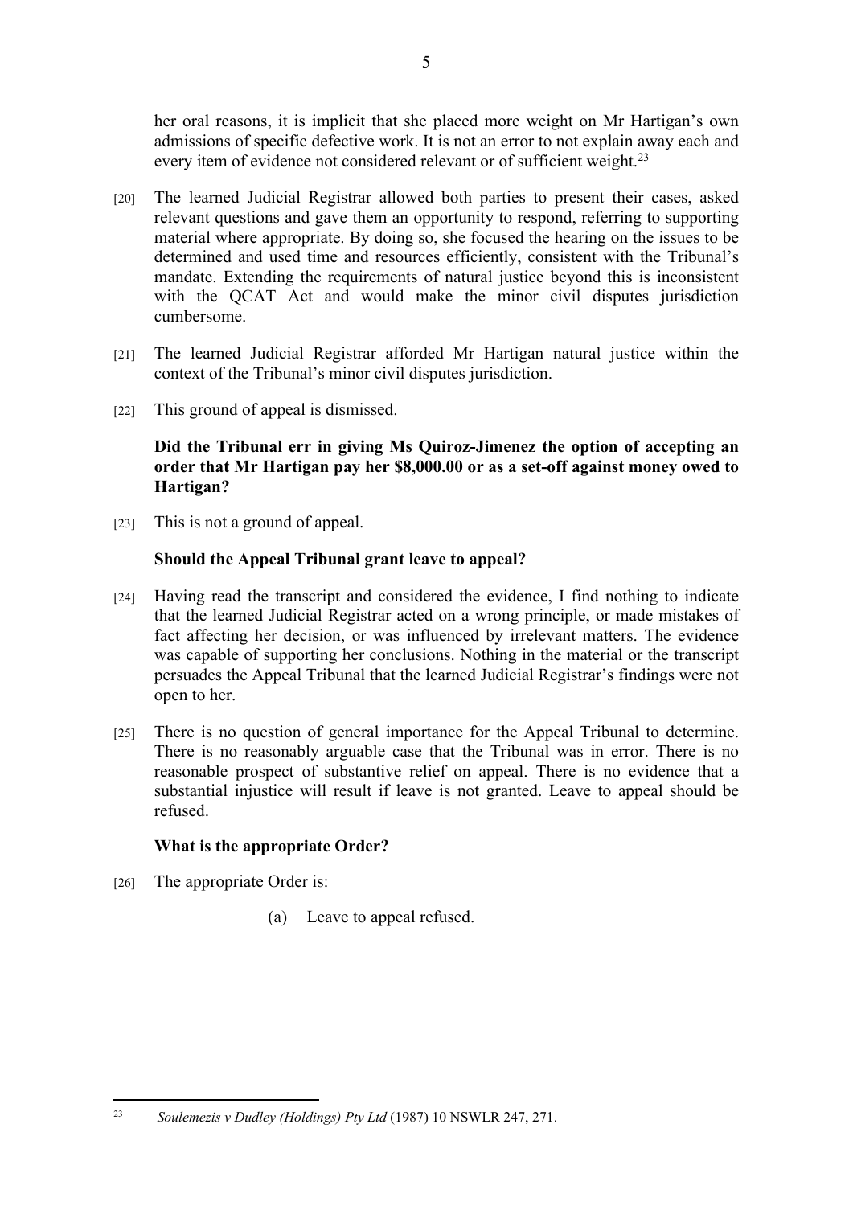her oral reasons, it is implicit that she placed more weight on Mr Hartigan's own admissions of specific defective work. It is not an error to not explain away each and every item of evidence not considered relevant or of sufficient weight.[23]

[20] The learned Judicial Registrar allowed both parties to present their cases, asked relevant questions and gave them an opportunity to respond, referring to supporting material where appropriate. By doing so, she focused the hearing on the issues to be determined and used time and resources efficiently, consistent with the Tribunal's mandate. Extending the requirements of natural justice beyond this is inconsistent with the QCAT Act and would make the minor civil disputes jurisdiction cumbersome.

[21] The learned Judicial Registrar afforded Mr Hartigan natural justice within the context of the Tribunal's minor civil disputes jurisdiction.

[22] This ground of appeal is dismissed.

**Did the Tribunal err in giving Ms Quiroz-Jimenez the option of accepting an order that Mr Hartigan pay her $8,000.00 or as a set-off against money owed to Hartigan?**

[23] This is not a ground of appeal.

**Should the Appeal Tribunal grant leave to appeal?**

[24] Having read the transcript and considered the evidence, I find nothing to indicate that the learned Judicial Registrar acted on a wrong principle, or made mistakes of fact affecting her decision, or was influenced by irrelevant matters. The evidence was capable of supporting her conclusions. Nothing in the material or the transcript persuades the Appeal Tribunal that the learned Judicial Registrar's findings were not open to her.

[25] There is no question of general importance for the Appeal Tribunal to determine. There is no reasonably arguable case that the Tribunal was in error. There is no reasonable prospect of substantive relief on appeal. There is no evidence that a substantial injustice will result if leave is not granted. Leave to appeal should be refused.

**What is the appropriate Order?**

[26] The appropriate Order is:

(a) Leave to appeal refused.

---

[23] *Soulemezis v Dudley (Holdings) Pty Ltd* (1987) 10 NSWLR 247, 271.